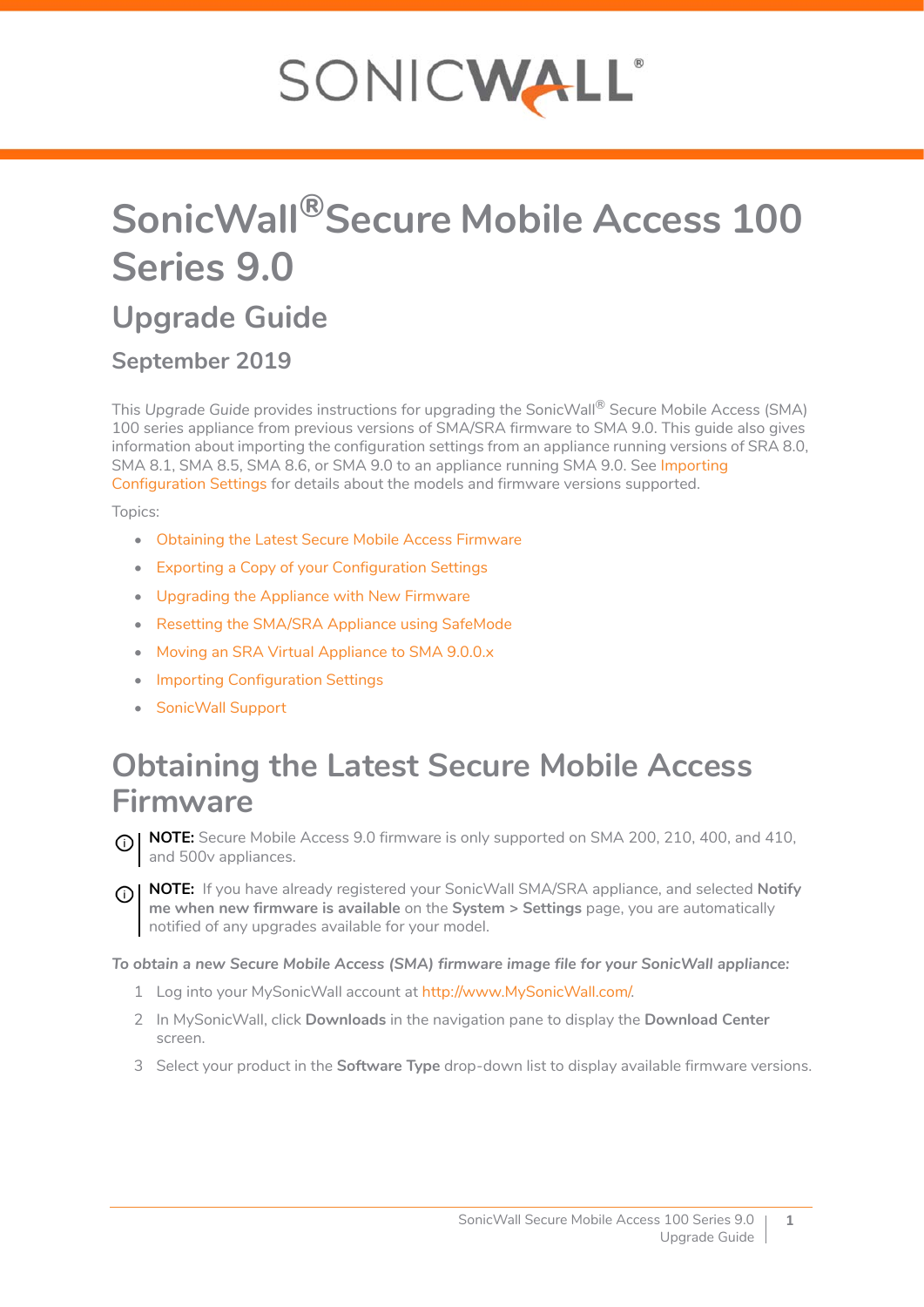# SonicWall® Secure Mobile Access 100 Series 9.0

## Upgrade Guide

### September 2019

This *Upgrade Guide* provides instructions for upgrading the SonicWall® Secure Mobile Access (SMA) 100 series appliance from previous versions of SMA/SRA firmware to SMA 9.0. This guide also gives information about importing the configuration settings from an appliance running versions of SRA 8.0, SMA 8.1, SMA 8.5, SMA 8.6, or SMA 9.0 to an appliance running SMA 9.0. See Importing Configuration Settings for details about the models and firmware versions supported.

Topics:

- Obtaining the Latest Secure Mobile Access Firmware
- Exporting a Copy of your Configuration Settings
- Upgrading the Appliance with New Firmware
- Resetting the SMA/SRA Appliance using SafeMode
- Moving an SRA Virtual Appliance to SMA 9.0.0.x
- Importing Configuration Settings
- SonicWall Support

# Obtaining the Latest Secure Mobile Access Firmware

**NOTE:** Secure Mobile Access 9.0 firmware is only supported on SMA 200, 210, 400, and 410, and 500v appliances.

**NOTE:** If you have already registered your SonicWall SMA/SRA appliance, and selected **Notify me when new firmware is available** on the **System > Settings** page, you are automatically notified of any upgrades available for your model.

***To obtain a new Secure Mobile Access (SMA) firmware image file for your SonicWall appliance:***

1. Log into your MySonicWall account at http://www.MySonicWall.com/.
2. In MySonicWall, click **Downloads** in the navigation pane to display the **Download Center** screen.
3. Select your product in the **Software Type** drop-down list to display available firmware versions.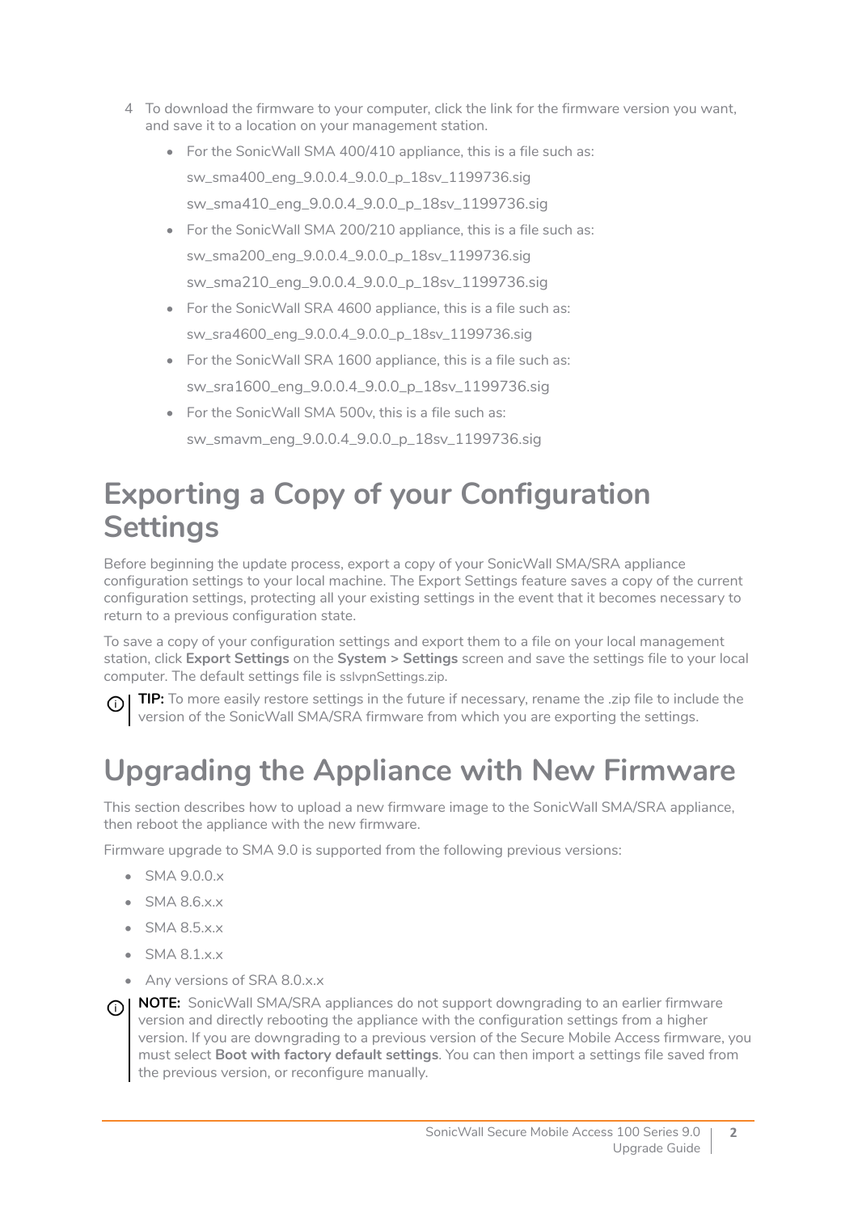4. To download the firmware to your computer, click the link for the firmware version you want, and save it to a location on your management station.
   - For the SonicWall SMA 400/410 appliance, this is a file such as:

     sw_sma400_eng_9.0.0.4_9.0.0_p_18sv_1199736.sig

     sw_sma410_eng_9.0.0.4_9.0.0_p_18sv_1199736.sig
   - For the SonicWall SMA 200/210 appliance, this is a file such as:

     sw_sma200_eng_9.0.0.4_9.0.0_p_18sv_1199736.sig

     sw_sma210_eng_9.0.0.4_9.0.0_p_18sv_1199736.sig
   - For the SonicWall SRA 4600 appliance, this is a file such as:

     sw_sra4600_eng_9.0.0.4_9.0.0_p_18sv_1199736.sig
   - For the SonicWall SRA 1600 appliance, this is a file such as:

     sw_sra1600_eng_9.0.0.4_9.0.0_p_18sv_1199736.sig
   - For the SonicWall SMA 500v, this is a file such as:

     sw_smavm_eng_9.0.0.4_9.0.0_p_18sv_1199736.sig

# Exporting a Copy of your Configuration Settings

Before beginning the update process, export a copy of your SonicWall SMA/SRA appliance configuration settings to your local machine. The Export Settings feature saves a copy of the current configuration settings, protecting all your existing settings in the event that it becomes necessary to return to a previous configuration state.

To save a copy of your configuration settings and export them to a file on your local management station, click **Export Settings** on the **System > Settings** screen and save the settings file to your local computer. The default settings file is sslvpnSettings.zip.

**TIP:** To more easily restore settings in the future if necessary, rename the .zip file to include the version of the SonicWall SMA/SRA firmware from which you are exporting the settings.

# Upgrading the Appliance with New Firmware

This section describes how to upload a new firmware image to the SonicWall SMA/SRA appliance, then reboot the appliance with the new firmware.

Firmware upgrade to SMA 9.0 is supported from the following previous versions:

- SMA 9.0.0.x
- SMA 8.6.x.x
- SMA 8.5.x.x
- SMA 8.1.x.x
- Any versions of SRA 8.0.x.x

**NOTE:** SonicWall SMA/SRA appliances do not support downgrading to an earlier firmware version and directly rebooting the appliance with the configuration settings from a higher version. If you are downgrading to a previous version of the Secure Mobile Access firmware, you must select **Boot with factory default settings**. You can then import a settings file saved from the previous version, or reconfigure manually.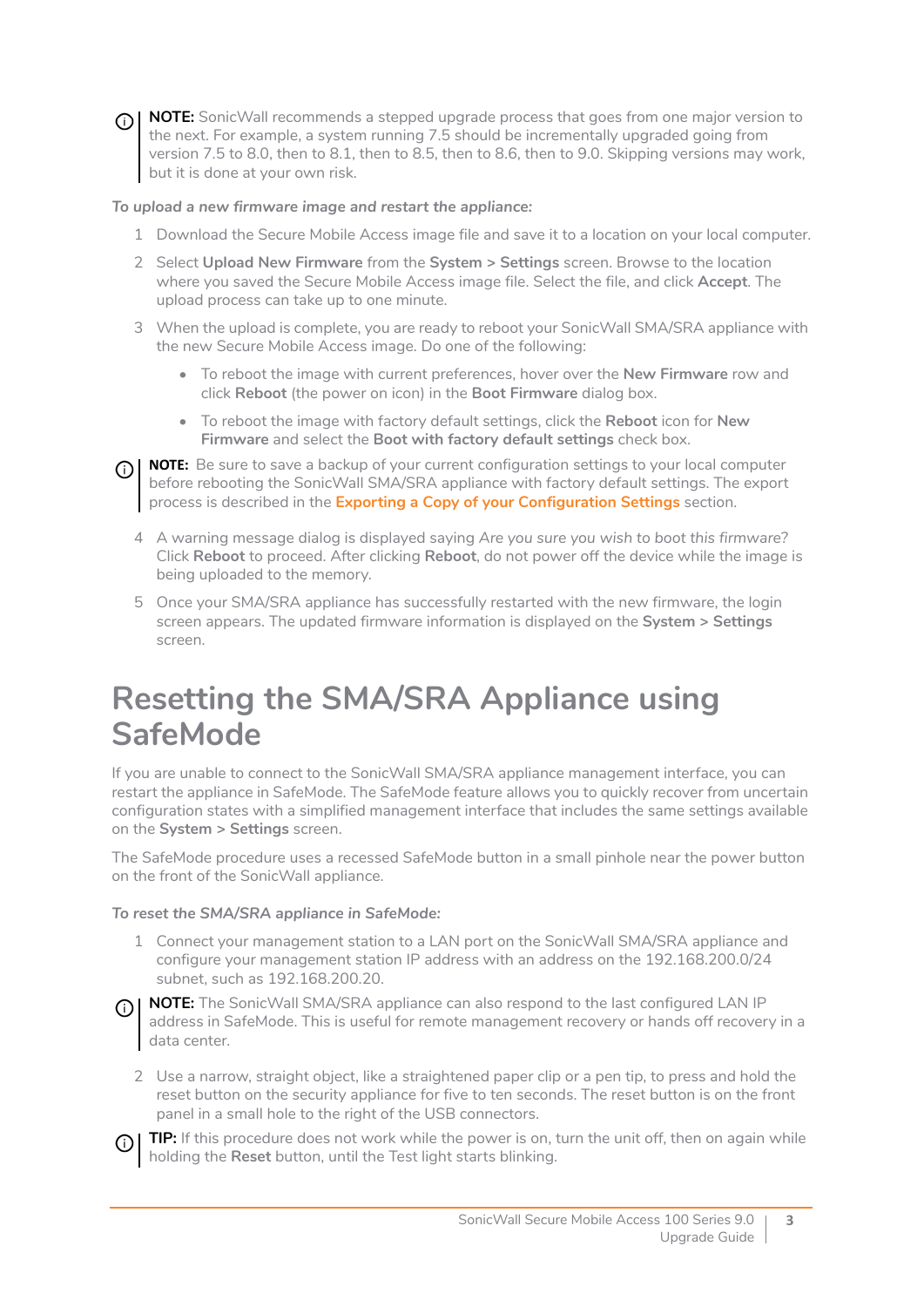> **NOTE:** SonicWall recommends a stepped upgrade process that goes from one major version to the next. For example, a system running 7.5 should be incrementally upgraded going from version 7.5 to 8.0, then to 8.1, then to 8.5, then to 8.6, then to 9.0. Skipping versions may work, but it is done at your own risk.

*To upload a new firmware image and restart the appliance:*

1. Download the Secure Mobile Access image file and save it to a location on your local computer.
2. Select **Upload New Firmware** from the **System > Settings** screen. Browse to the location where you saved the Secure Mobile Access image file. Select the file, and click **Accept**. The upload process can take up to one minute.
3. When the upload is complete, you are ready to reboot your SonicWall SMA/SRA appliance with the new Secure Mobile Access image. Do one of the following:
   - To reboot the image with current preferences, hover over the **New Firmware** row and click **Reboot** (the power on icon) in the **Boot Firmware** dialog box.
   - To reboot the image with factory default settings, click the **Reboot** icon for **New Firmware** and select the **Boot with factory default settings** check box.

> **NOTE:** Be sure to save a backup of your current configuration settings to your local computer before rebooting the SonicWall SMA/SRA appliance with factory default settings. The export process is described in the **Exporting a Copy of your Configuration Settings** section.

4. A warning message dialog is displayed saying *Are you sure you wish to boot this firmware?* Click **Reboot** to proceed. After clicking **Reboot**, do not power off the device while the image is being uploaded to the memory.
5. Once your SMA/SRA appliance has successfully restarted with the new firmware, the login screen appears. The updated firmware information is displayed on the **System > Settings** screen.

# Resetting the SMA/SRA Appliance using SafeMode

If you are unable to connect to the SonicWall SMA/SRA appliance management interface, you can restart the appliance in SafeMode. The SafeMode feature allows you to quickly recover from uncertain configuration states with a simplified management interface that includes the same settings available on the **System > Settings** screen.

The SafeMode procedure uses a recessed SafeMode button in a small pinhole near the power button on the front of the SonicWall appliance.

*To reset the SMA/SRA appliance in SafeMode:*

1. Connect your management station to a LAN port on the SonicWall SMA/SRA appliance and configure your management station IP address with an address on the 192.168.200.0/24 subnet, such as 192.168.200.20.

> **NOTE:** The SonicWall SMA/SRA appliance can also respond to the last configured LAN IP address in SafeMode. This is useful for remote management recovery or hands off recovery in a data center.

2. Use a narrow, straight object, like a straightened paper clip or a pen tip, to press and hold the reset button on the security appliance for five to ten seconds. The reset button is on the front panel in a small hole to the right of the USB connectors.

> **TIP:** If this procedure does not work while the power is on, turn the unit off, then on again while holding the **Reset** button, until the Test light starts blinking.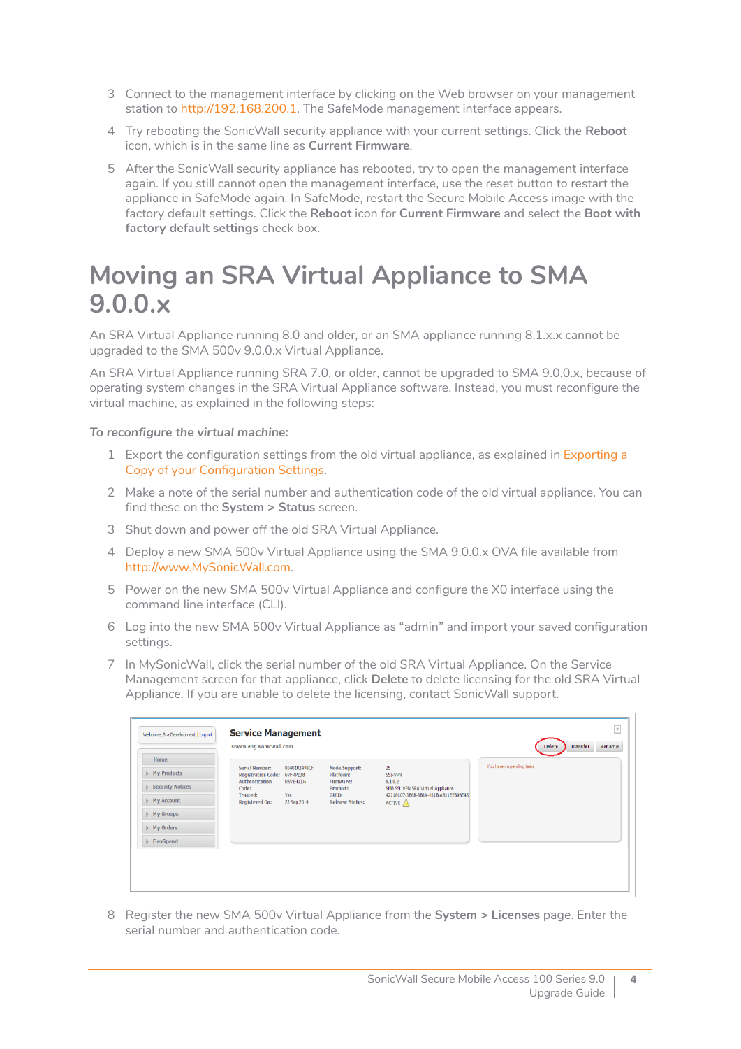3. Connect to the management interface by clicking on the Web browser on your management station to http://192.168.200.1. The SafeMode management interface appears.
4. Try rebooting the SonicWall security appliance with your current settings. Click the **Reboot** icon, which is in the same line as **Current Firmware**.
5. After the SonicWall security appliance has rebooted, try to open the management interface again. If you still cannot open the management interface, use the reset button to restart the appliance in SafeMode again. In SafeMode, restart the Secure Mobile Access image with the factory default settings. Click the **Reboot** icon for **Current Firmware** and select the **Boot with factory default settings** check box.

# Moving an SRA Virtual Appliance to SMA 9.0.0.x

An SRA Virtual Appliance running 8.0 and older, or an SMA appliance running 8.1.x.x cannot be upgraded to the SMA 500v 9.0.0.x Virtual Appliance.

An SRA Virtual Appliance running SRA 7.0, or older, cannot be upgraded to SMA 9.0.0.x, because of operating system changes in the SRA Virtual Appliance software. Instead, you must reconfigure the virtual machine, as explained in the following steps:

*To reconfigure the virtual machine:*

1. Export the configuration settings from the old virtual appliance, as explained in Exporting a Copy of your Configuration Settings.
2. Make a note of the serial number and authentication code of the old virtual appliance. You can find these on the **System > Status** screen.
3. Shut down and power off the old SRA Virtual Appliance.
4. Deploy a new SMA 500v Virtual Appliance using the SMA 9.0.0.x OVA file available from http://www.MySonicWall.com.
5. Power on the new SMA 500v Virtual Appliance and configure the X0 interface using the command line interface (CLI).
6. Log into the new SMA 500v Virtual Appliance as "admin" and import your saved configuration settings.
7. In MySonicWall, click the serial number of the old SRA Virtual Appliance. On the Service Management screen for that appliance, click **Delete** to delete licensing for the old SRA Virtual Appliance. If you are unable to delete the licensing, contact SonicWall support.
8. Register the new SMA 500v Virtual Appliance from the **System > Licenses** page. Enter the serial number and authentication code.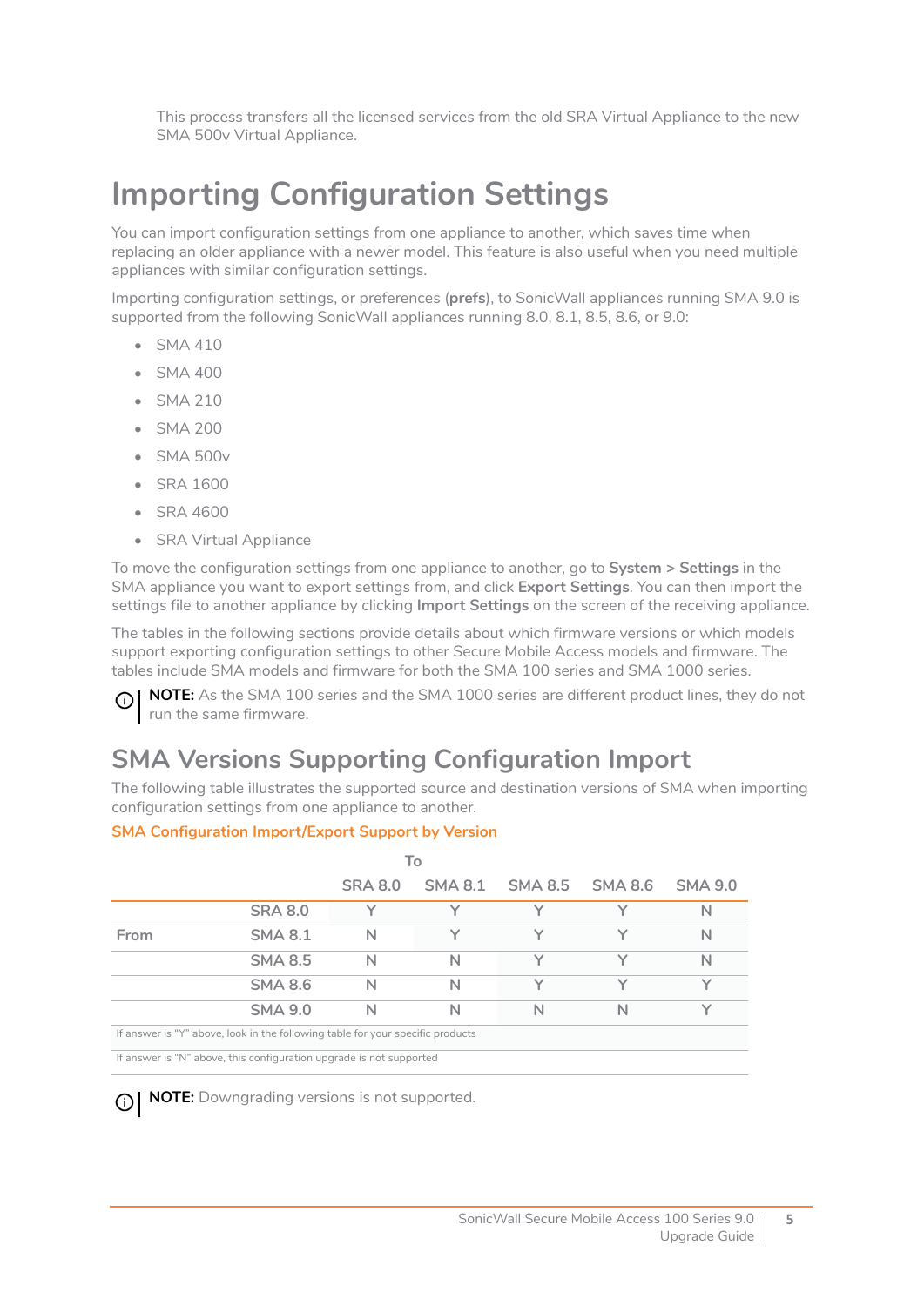This process transfers all the licensed services from the old SRA Virtual Appliance to the new SMA 500v Virtual Appliance.

# Importing Configuration Settings

You can import configuration settings from one appliance to another, which saves time when replacing an older appliance with a newer model. This feature is also useful when you need multiple appliances with similar configuration settings.

Importing configuration settings, or preferences (**prefs**), to SonicWall appliances running SMA 9.0 is supported from the following SonicWall appliances running 8.0, 8.1, 8.5, 8.6, or 9.0:

- SMA 410
- SMA 400
- SMA 210
- SMA 200
- SMA 500v
- SRA 1600
- SRA 4600
- SRA Virtual Appliance

To move the configuration settings from one appliance to another, go to **System > Settings** in the SMA appliance you want to export settings from, and click **Export Settings**. You can then import the settings file to another appliance by clicking **Import Settings** on the screen of the receiving appliance.

The tables in the following sections provide details about which firmware versions or which models support exporting configuration settings to other Secure Mobile Access models and firmware. The tables include SMA models and firmware for both the SMA 100 series and SMA 1000 series.

**NOTE:** As the SMA 100 series and the SMA 1000 series are different product lines, they do not run the same firmware.

## SMA Versions Supporting Configuration Import

The following table illustrates the supported source and destination versions of SMA when importing configuration settings from one appliance to another.

**SMA Configuration Import/Export Support by Version**

| | | To | | | | |
|---|---|---|---|---|---|---|
| | | SRA 8.0 | SMA 8.1 | SMA 8.5 | SMA 8.6 | SMA 9.0 |
| | SRA 8.0 | Y | Y | Y | Y | N |
| From | SMA 8.1 | N | Y | Y | Y | N |
| | SMA 8.5 | N | N | Y | Y | N |
| | SMA 8.6 | N | N | Y | Y | Y |
| | SMA 9.0 | N | N | N | N | Y |

If answer is "Y" above, look in the following table for your specific products

If answer is "N" above, this configuration upgrade is not supported

**NOTE:** Downgrading versions is not supported.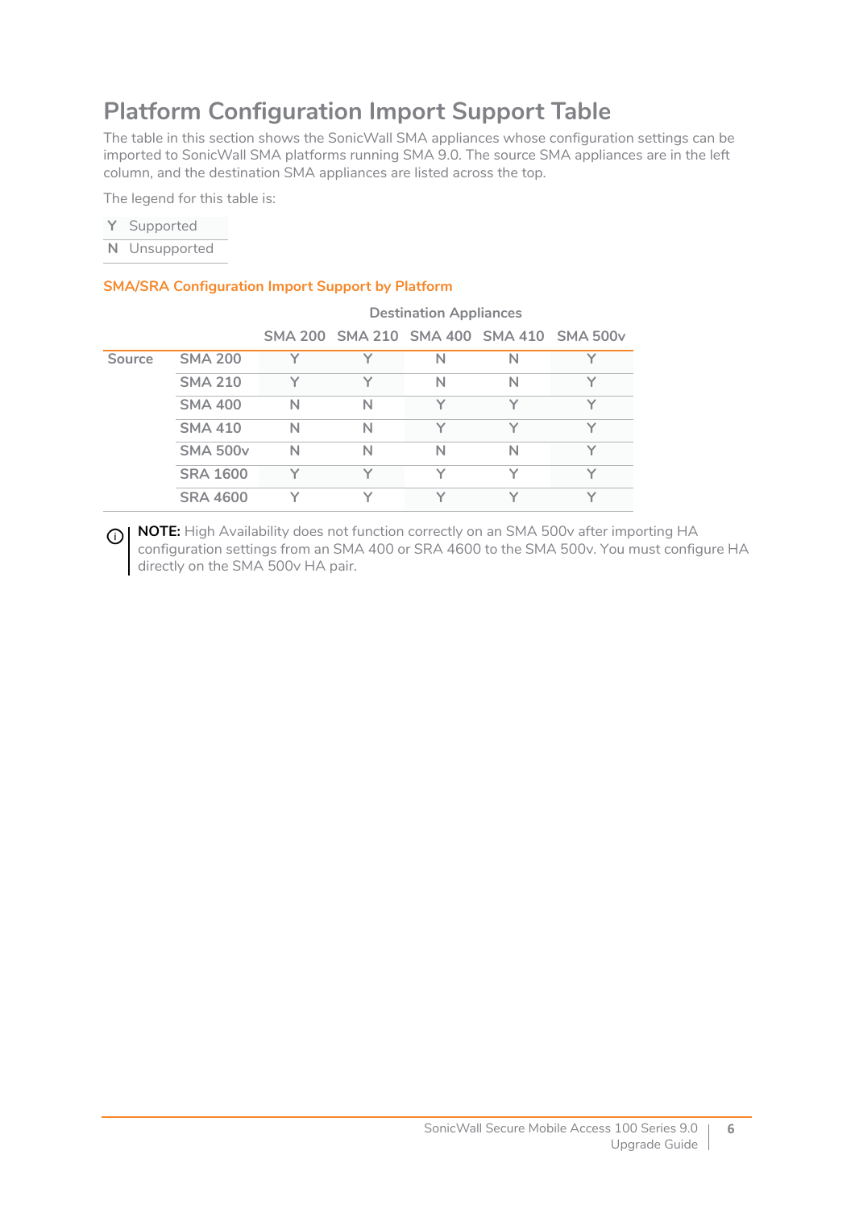# Platform Configuration Import Support Table

The table in this section shows the SonicWall SMA appliances whose configuration settings can be imported to SonicWall SMA platforms running SMA 9.0. The source SMA appliances are in the left column, and the destination SMA appliances are listed across the top.

The legend for this table is:

| | |
|---|---|
| Y | Supported |
| N | Unsupported |

**SMA/SRA Configuration Import Support by Platform**

| | | Destination Appliances | | | | |
|---|---|---|---|---|---|---|
| | | SMA 200 | SMA 210 | SMA 400 | SMA 410 | SMA 500v |
| Source | SMA 200 | Y | Y | N | N | Y |
| | SMA 210 | Y | Y | N | N | Y |
| | SMA 400 | N | N | Y | Y | Y |
| | SMA 410 | N | N | Y | Y | Y |
| | SMA 500v | N | N | N | N | Y |
| | SRA 1600 | Y | Y | Y | Y | Y |
| | SRA 4600 | Y | Y | Y | Y | Y |

**NOTE:** High Availability does not function correctly on an SMA 500v after importing HA configuration settings from an SMA 400 or SRA 4600 to the SMA 500v. You must configure HA directly on the SMA 500v HA pair.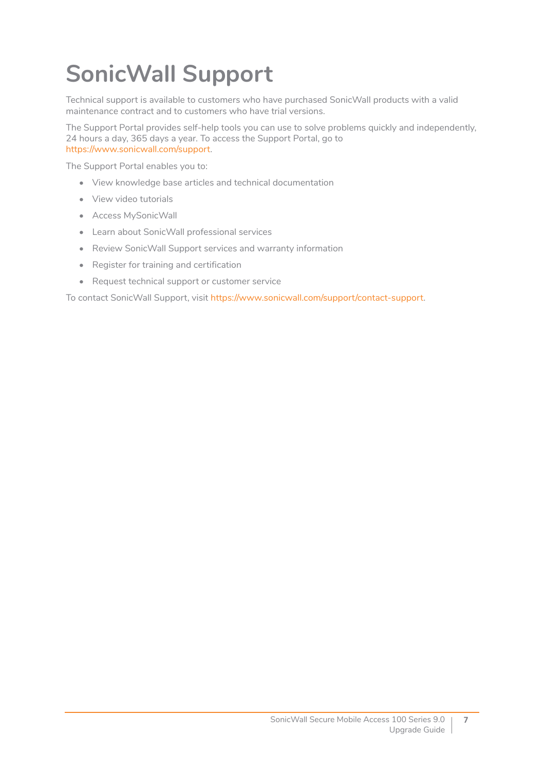# SonicWall Support

Technical support is available to customers who have purchased SonicWall products with a valid maintenance contract and to customers who have trial versions.

The Support Portal provides self-help tools you can use to solve problems quickly and independently, 24 hours a day, 365 days a year. To access the Support Portal, go to https://www.sonicwall.com/support.

The Support Portal enables you to:

- View knowledge base articles and technical documentation
- View video tutorials
- Access MySonicWall
- Learn about SonicWall professional services
- Review SonicWall Support services and warranty information
- Register for training and certification
- Request technical support or customer service

To contact SonicWall Support, visit https://www.sonicwall.com/support/contact-support.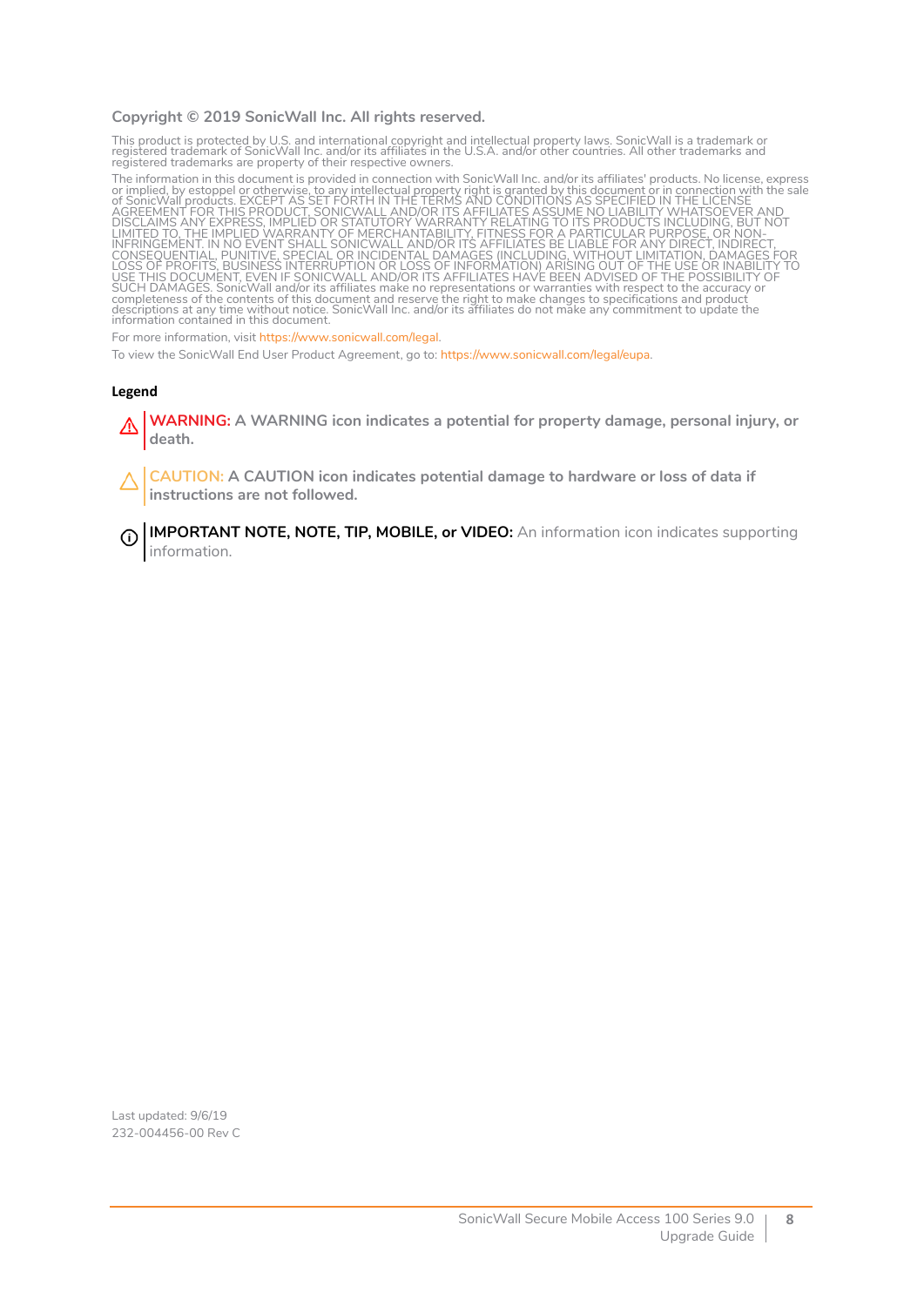**Copyright © 2019 SonicWall Inc. All rights reserved.**

This product is protected by U.S. and international copyright and intellectual property laws. SonicWall is a trademark or registered trademark of SonicWall Inc. and/or its affiliates in the U.S.A. and/or other countries. All other trademarks and registered trademarks are property of their respective owners.

The information in this document is provided in connection with SonicWall Inc. and/or its affiliates' products. No license, express or implied, by estoppel or otherwise, to any intellectual property right is granted by this document or in connection with the sale of SonicWall products. EXCEPT AS SET FORTH IN THE TERMS AND CONDITIONS AS SPECIFIED IN THE LICENSE AGREEMENT FOR THIS PRODUCT, SONICWALL AND/OR ITS AFFILIATES ASSUME NO LIABILITY WHATSOEVER AND DISCLAIMS ANY EXPRESS, IMPLIED OR STATUTORY WARRANTY RELATING TO ITS PRODUCTS INCLUDING, BUT NOT LIMITED TO, THE IMPLIED WARRANTY OF MERCHANTABILITY, FITNESS FOR A PARTICULAR PURPOSE, OR NON-INFRINGEMENT. IN NO EVENT SHALL SONICWALL AND/OR ITS AFFILIATES BE LIABLE FOR ANY DIRECT, INDIRECT, CONSEQUENTIAL, PUNITIVE, SPECIAL OR INCIDENTAL DAMAGES (INCLUDING, WITHOUT LIMITATION, DAMAGES FOR LOSS OF PROFITS, BUSINESS INTERRUPTION OR LOSS OF INFORMATION) ARISING OUT OF THE USE OR INABILITY TO USE THIS DOCUMENT, EVEN IF SONICWALL AND/OR ITS AFFILIATES HAVE BEEN ADVISED OF THE POSSIBILITY OF SUCH DAMAGES. SonicWall and/or its affiliates make no representations or warranties with respect to the accuracy or completeness of the contents of this document and reserve the right to make changes to specifications and product descriptions at any time without notice. SonicWall Inc. and/or its affiliates do not make any commitment to update the information contained in this document.

For more information, visit https://www.sonicwall.com/legal.

To view the SonicWall End User Product Agreement, go to: https://www.sonicwall.com/legal/eupa.

### Legend

**WARNING: A WARNING icon indicates a potential for property damage, personal injury, or death.**

**CAUTION: A CAUTION icon indicates potential damage to hardware or loss of data if instructions are not followed.**

**IMPORTANT NOTE, NOTE, TIP, MOBILE, or VIDEO:** An information icon indicates supporting information.

Last updated: 9/6/19
232-004456-00 Rev C